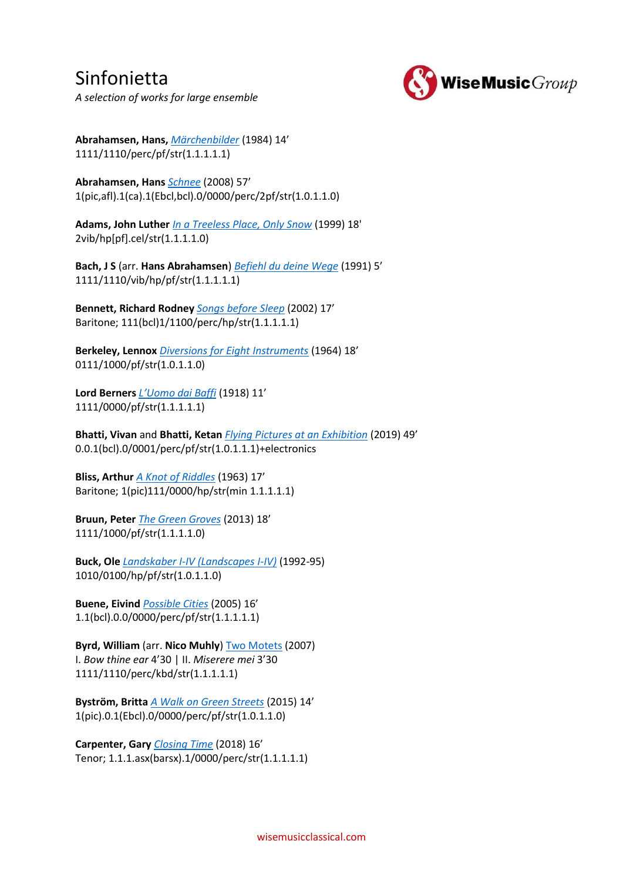# Sinfonietta

*A selection of works for large ensemble*

**Abrahamsen, Hans,** *Märchenbilder* (1984) 14'
1111/1110/perc/pf/str(1.1.1.1.1)

**Abrahamsen, Hans** *Schnee* (2008) 57'
1(pic,afl).1(ca).1(Ebcl,bcl).0/0000/perc/2pf/str(1.0.1.1.0)

**Adams, John Luther** *In a Treeless Place, Only Snow* (1999) 18'
2vib/hp[pf].cel/str(1.1.1.1.0)

**Bach, J S** (arr. **Hans Abrahamsen**) *Befiehl du deine Wege* (1991) 5'
1111/1110/vib/hp/pf/str(1.1.1.1.1)

**Bennett, Richard Rodney** *Songs before Sleep* (2002) 17'
Baritone; 111(bcl)1/1100/perc/hp/str(1.1.1.1.1)

**Berkeley, Lennox** *Diversions for Eight Instruments* (1964) 18'
0111/1000/pf/str(1.0.1.1.0)

**Lord Berners** *L'Uomo dai Baffi* (1918) 11'
1111/0000/pf/str(1.1.1.1.1)

**Bhatti, Vivan** and **Bhatti, Ketan** *Flying Pictures at an Exhibition* (2019) 49'
0.0.1(bcl).0/0001/perc/pf/str(1.0.1.1.1)+electronics

**Bliss, Arthur** *A Knot of Riddles* (1963) 17'
Baritone; 1(pic)111/0000/hp/str(min 1.1.1.1.1)

**Bruun, Peter** *The Green Groves* (2013) 18'
1111/1000/pf/str(1.1.1.1.0)

**Buck, Ole** *Landskaber I-IV (Landscapes I-IV)* (1992-95)
1010/0100/hp/pf/str(1.0.1.1.0)

**Buene, Eivind** *Possible Cities* (2005) 16'
1.1(bcl).0.0/0000/perc/pf/str(1.1.1.1.1)

**Byrd, William** (arr. **Nico Muhly**) Two Motets (2007)
I. *Bow thine ear* 4'30 | II. *Miserere mei* 3'30
1111/1110/perc/kbd/str(1.1.1.1.1)

**Byström, Britta** *A Walk on Green Streets* (2015) 14'
1(pic).0.1(Ebcl).0/0000/perc/pf/str(1.0.1.1.0)

**Carpenter, Gary** *Closing Time* (2018) 16'
Tenor; 1.1.1.asx(barsx).1/0000/perc/str(1.1.1.1.1)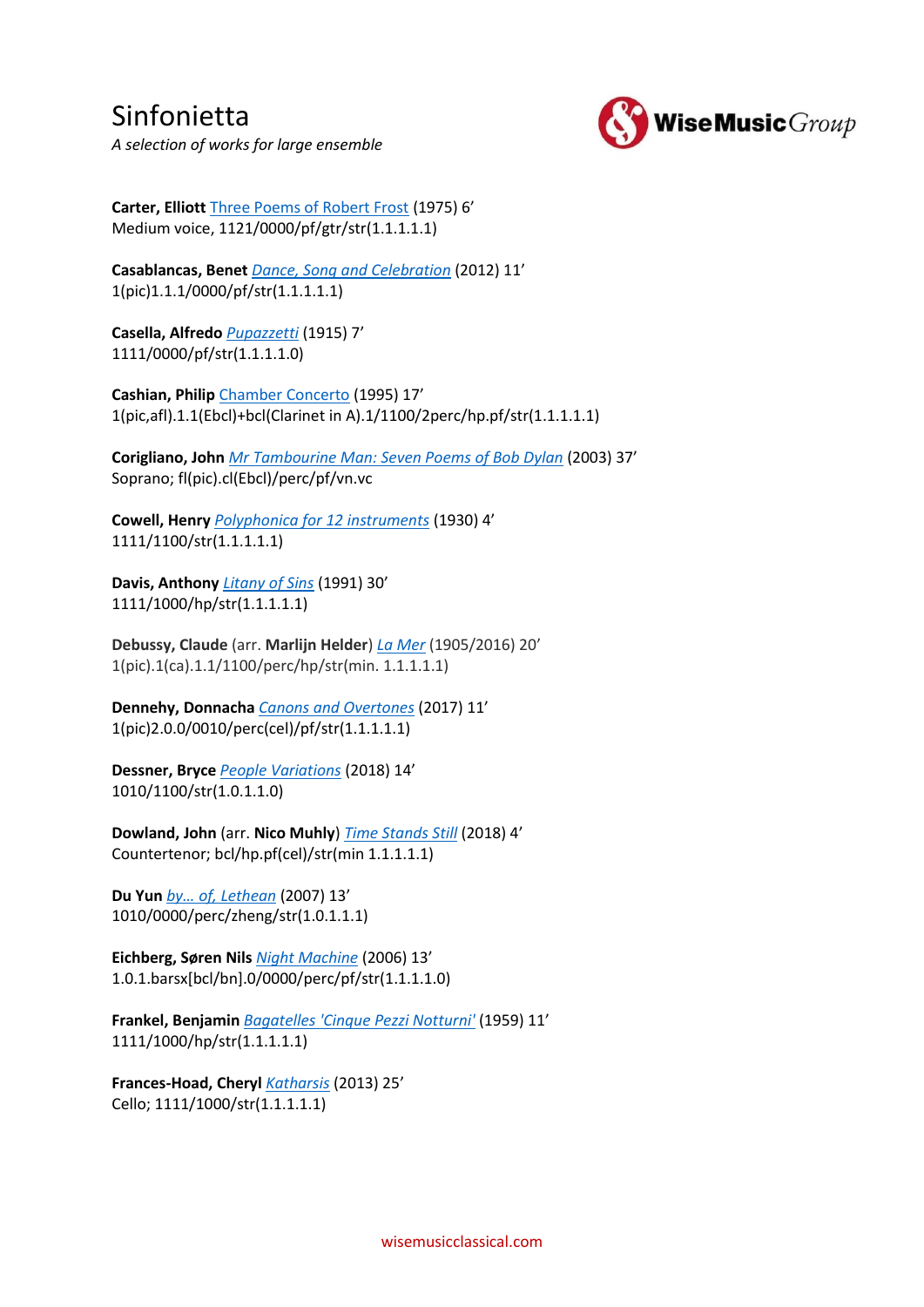# Sinfonietta

*A selection of works for large ensemble*

**Carter, Elliott** Three Poems of Robert Frost (1975) 6'
Medium voice, 1121/0000/pf/gtr/str(1.1.1.1.1)

**Casablancas, Benet** *Dance, Song and Celebration* (2012) 11'
1(pic)1.1.1/0000/pf/str(1.1.1.1.1)

**Casella, Alfredo** *Pupazzetti* (1915) 7'
1111/0000/pf/str(1.1.1.1.0)

**Cashian, Philip** Chamber Concerto (1995) 17'
1(pic,afl).1.1(Ebcl)+bcl(Clarinet in A).1/1100/2perc/hp.pf/str(1.1.1.1.1)

**Corigliano, John** *Mr Tambourine Man: Seven Poems of Bob Dylan* (2003) 37'
Soprano; fl(pic).cl(Ebcl)/perc/pf/vn.vc

**Cowell, Henry** *Polyphonica for 12 instruments* (1930) 4'
1111/1100/str(1.1.1.1.1)

**Davis, Anthony** *Litany of Sins* (1991) 30'
1111/1000/hp/str(1.1.1.1.1)

**Debussy, Claude** (arr. **Marlijn Helder**) *La Mer* (1905/2016) 20'
1(pic).1(ca).1.1/1100/perc/hp/str(min. 1.1.1.1.1)

**Dennehy, Donnacha** *Canons and Overtones* (2017) 11'
1(pic)2.0.0/0010/perc(cel)/pf/str(1.1.1.1.1)

**Dessner, Bryce** *People Variations* (2018) 14'
1010/1100/str(1.0.1.1.0)

**Dowland, John** (arr. **Nico Muhly**) *Time Stands Still* (2018) 4'
Countertenor; bcl/hp.pf(cel)/str(min 1.1.1.1.1)

**Du Yun** *by… of, Lethean* (2007) 13'
1010/0000/perc/zheng/str(1.0.1.1.1)

**Eichberg, Søren Nils** *Night Machine* (2006) 13'
1.0.1.barsx[bcl/bn].0/0000/perc/pf/str(1.1.1.1.0)

**Frankel, Benjamin** *Bagatelles 'Cinque Pezzi Notturni'* (1959) 11'
1111/1000/hp/str(1.1.1.1.1)

**Frances-Hoad, Cheryl** *Katharsis* (2013) 25'
Cello; 1111/1000/str(1.1.1.1.1)

wisemusicclassical.com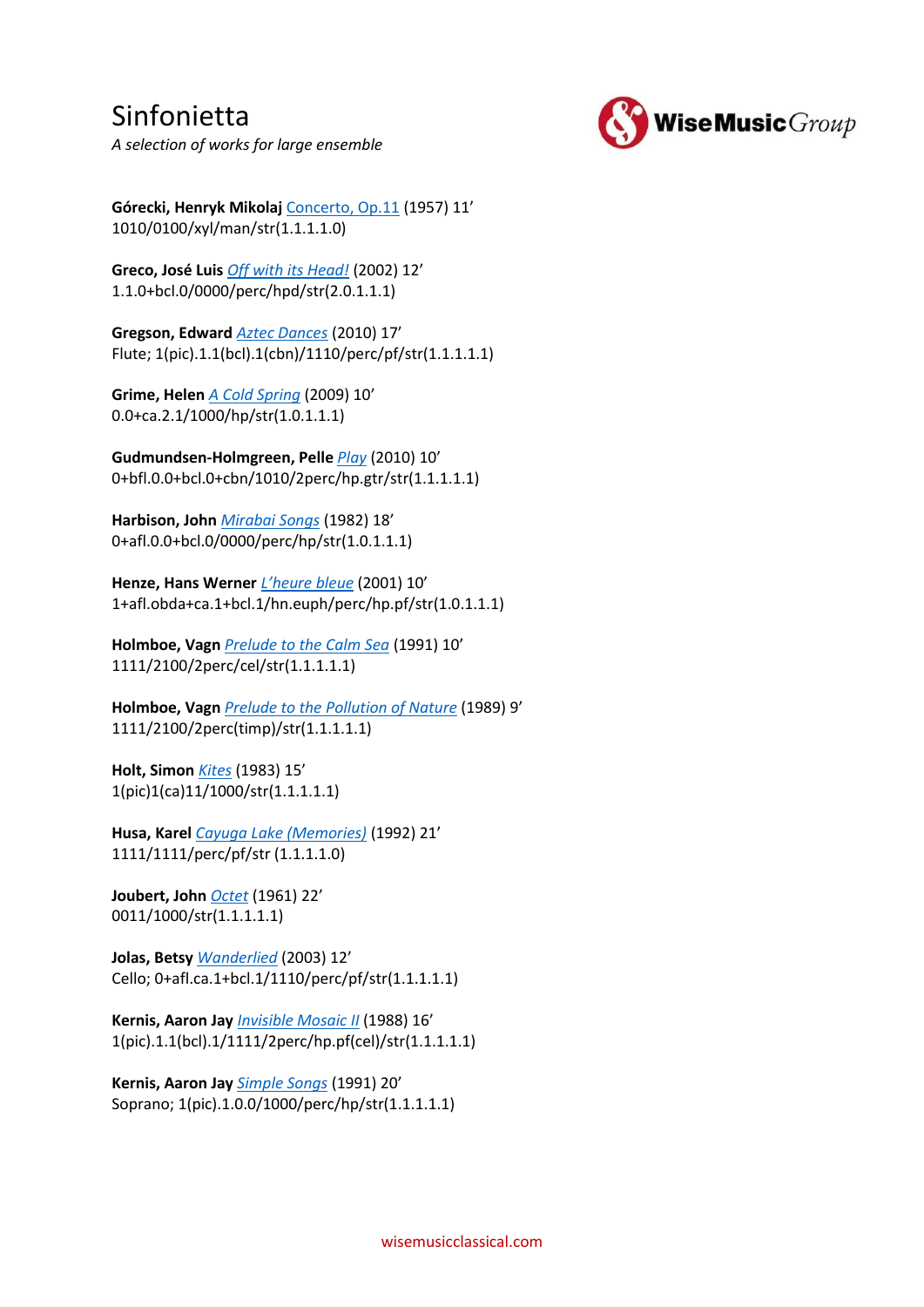# Sinfonietta

*A selection of works for large ensemble*

**Górecki, Henryk Mikolaj** Concerto, Op.11 (1957) 11'
1010/0100/xyl/man/str(1.1.1.1.0)

**Greco, José Luis** *Off with its Head!* (2002) 12'
1.1.0+bcl.0/0000/perc/hpd/str(2.0.1.1.1)

**Gregson, Edward** *Aztec Dances* (2010) 17'
Flute; 1(pic).1.1(bcl).1(cbn)/1110/perc/pf/str(1.1.1.1.1)

**Grime, Helen** *A Cold Spring* (2009) 10'
0.0+ca.2.1/1000/hp/str(1.0.1.1.1)

**Gudmundsen-Holmgreen, Pelle** *Play* (2010) 10'
0+bfl.0.0+bcl.0+cbn/1010/2perc/hp.gtr/str(1.1.1.1.1)

**Harbison, John** *Mirabai Songs* (1982) 18'
0+afl.0.0+bcl.0/0000/perc/hp/str(1.0.1.1.1)

**Henze, Hans Werner** *L'heure bleue* (2001) 10'
1+afl.obda+ca.1+bcl.1/hn.euph/perc/hp.pf/str(1.0.1.1.1)

**Holmboe, Vagn** *Prelude to the Calm Sea* (1991) 10'
1111/2100/2perc/cel/str(1.1.1.1.1)

**Holmboe, Vagn** *Prelude to the Pollution of Nature* (1989) 9'
1111/2100/2perc(timp)/str(1.1.1.1.1)

**Holt, Simon** *Kites* (1983) 15'
1(pic)1(ca)11/1000/str(1.1.1.1.1)

**Husa, Karel** *Cayuga Lake (Memories)* (1992) 21'
1111/1111/perc/pf/str (1.1.1.1.0)

**Joubert, John** *Octet* (1961) 22'
0011/1000/str(1.1.1.1.1)

**Jolas, Betsy** *Wanderlied* (2003) 12'
Cello; 0+afl.ca.1+bcl.1/1110/perc/pf/str(1.1.1.1.1)

**Kernis, Aaron Jay** *Invisible Mosaic II* (1988) 16'
1(pic).1.1(bcl).1/1111/2perc/hp.pf(cel)/str(1.1.1.1.1)

**Kernis, Aaron Jay** *Simple Songs* (1991) 20'
Soprano; 1(pic).1.0.0/1000/perc/hp/str(1.1.1.1.1)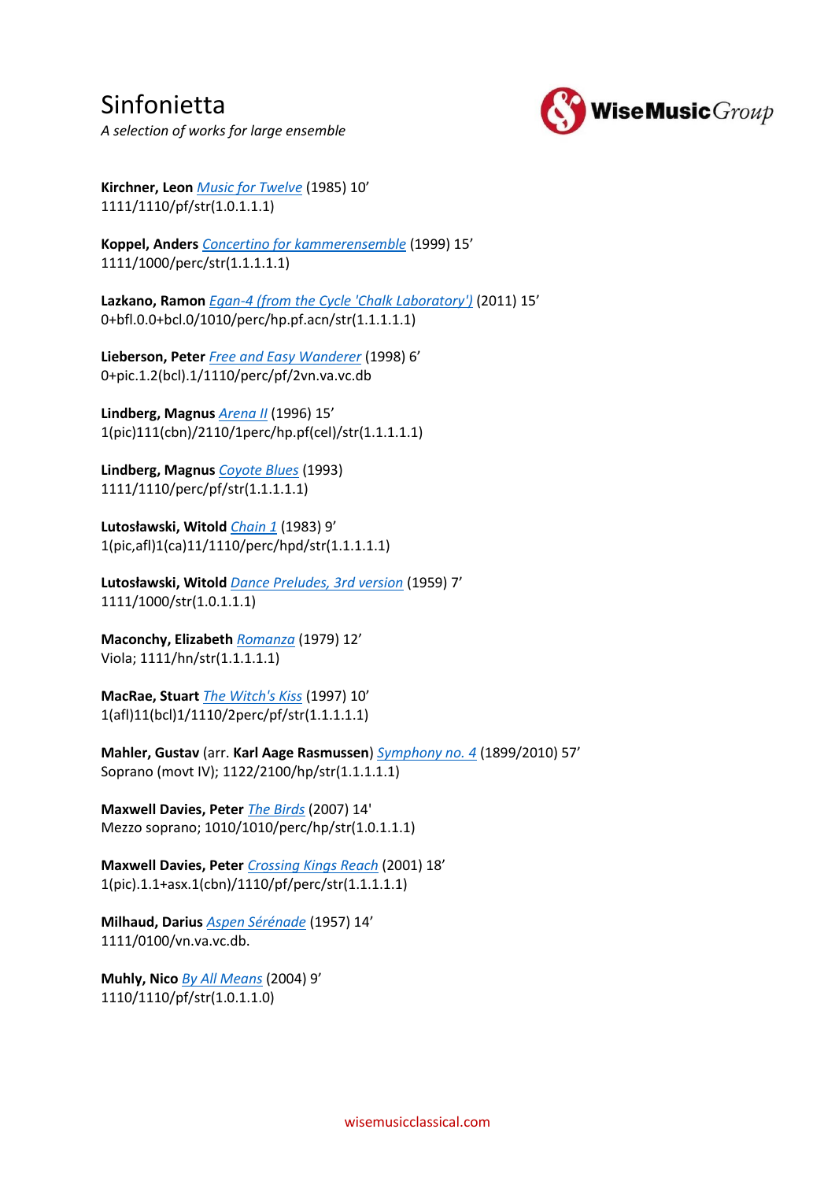# Sinfonietta

*A selection of works for large ensemble*

**Kirchner, Leon** *Music for Twelve* (1985) 10'
1111/1110/pf/str(1.0.1.1.1)

**Koppel, Anders** *Concertino for kammerensemble* (1999) 15'
1111/1000/perc/str(1.1.1.1.1)

**Lazkano, Ramon** *Egan-4 (from the Cycle 'Chalk Laboratory')* (2011) 15'
0+bfl.0.0+bcl.0/1010/perc/hp.pf.acn/str(1.1.1.1.1)

**Lieberson, Peter** *Free and Easy Wanderer* (1998) 6'
0+pic.1.2(bcl).1/1110/perc/pf/2vn.va.vc.db

**Lindberg, Magnus** *Arena II* (1996) 15'
1(pic)111(cbn)/2110/1perc/hp.pf(cel)/str(1.1.1.1.1)

**Lindberg, Magnus** *Coyote Blues* (1993)
1111/1110/perc/pf/str(1.1.1.1.1)

**Lutosławski, Witold** *Chain 1* (1983) 9'
1(pic,afl)1(ca)11/1110/perc/hpd/str(1.1.1.1.1)

**Lutosławski, Witold** *Dance Preludes, 3rd version* (1959) 7'
1111/1000/str(1.0.1.1.1)

**Maconchy, Elizabeth** *Romanza* (1979) 12'
Viola; 1111/hn/str(1.1.1.1.1)

**MacRae, Stuart** *The Witch's Kiss* (1997) 10'
1(afl)11(bcl)1/1110/2perc/pf/str(1.1.1.1.1)

**Mahler, Gustav** (arr. **Karl Aage Rasmussen**) *Symphony no. 4* (1899/2010) 57'
Soprano (movt IV); 1122/2100/hp/str(1.1.1.1.1)

**Maxwell Davies, Peter** *The Birds* (2007) 14'
Mezzo soprano; 1010/1010/perc/hp/str(1.0.1.1.1)

**Maxwell Davies, Peter** *Crossing Kings Reach* (2001) 18'
1(pic).1.1+asx.1(cbn)/1110/pf/perc/str(1.1.1.1.1)

**Milhaud, Darius** *Aspen Sérénade* (1957) 14'
1111/0100/vn.va.vc.db.

**Muhly, Nico** *By All Means* (2004) 9'
1110/1110/pf/str(1.0.1.1.0)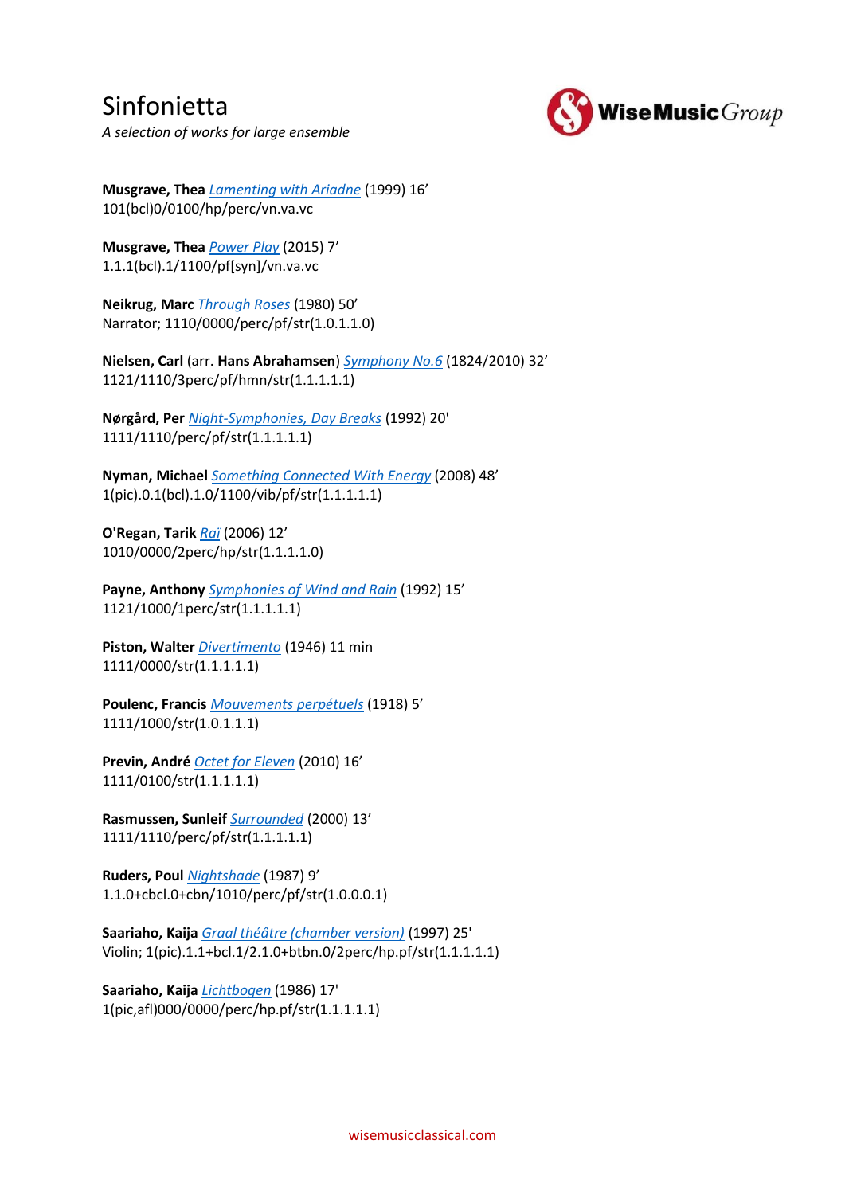# Sinfonietta

*A selection of works for large ensemble*

**Musgrave, Thea** *Lamenting with Ariadne* (1999) 16'
101(bcl)0/0100/hp/perc/vn.va.vc

**Musgrave, Thea** *Power Play* (2015) 7'
1.1.1(bcl).1/1100/pf[syn]/vn.va.vc

**Neikrug, Marc** *Through Roses* (1980) 50'
Narrator; 1110/0000/perc/pf/str(1.0.1.1.0)

**Nielsen, Carl** (arr. **Hans Abrahamsen**) *Symphony No.6* (1824/2010) 32'
1121/1110/3perc/pf/hmn/str(1.1.1.1.1)

**Nørgård, Per** *Night-Symphonies, Day Breaks* (1992) 20'
1111/1110/perc/pf/str(1.1.1.1.1)

**Nyman, Michael** *Something Connected With Energy* (2008) 48'
1(pic).0.1(bcl).1.0/1100/vib/pf/str(1.1.1.1.1)

**O'Regan, Tarik** *Raï* (2006) 12'
1010/0000/2perc/hp/str(1.1.1.1.0)

**Payne, Anthony** *Symphonies of Wind and Rain* (1992) 15'
1121/1000/1perc/str(1.1.1.1.1)

**Piston, Walter** *Divertimento* (1946) 11 min
1111/0000/str(1.1.1.1.1)

**Poulenc, Francis** *Mouvements perpétuels* (1918) 5'
1111/1000/str(1.0.1.1.1)

**Previn, André** *Octet for Eleven* (2010) 16'
1111/0100/str(1.1.1.1.1)

**Rasmussen, Sunleif** *Surrounded* (2000) 13'
1111/1110/perc/pf/str(1.1.1.1.1)

**Ruders, Poul** *Nightshade* (1987) 9'
1.1.0+cbcl.0+cbn/1010/perc/pf/str(1.0.0.0.1)

**Saariaho, Kaija** *Graal théâtre (chamber version)* (1997) 25'
Violin; 1(pic).1.1+bcl.1/2.1.0+btbn.0/2perc/hp.pf/str(1.1.1.1.1)

**Saariaho, Kaija** *Lichtbogen* (1986) 17'
1(pic,afl)000/0000/perc/hp.pf/str(1.1.1.1.1)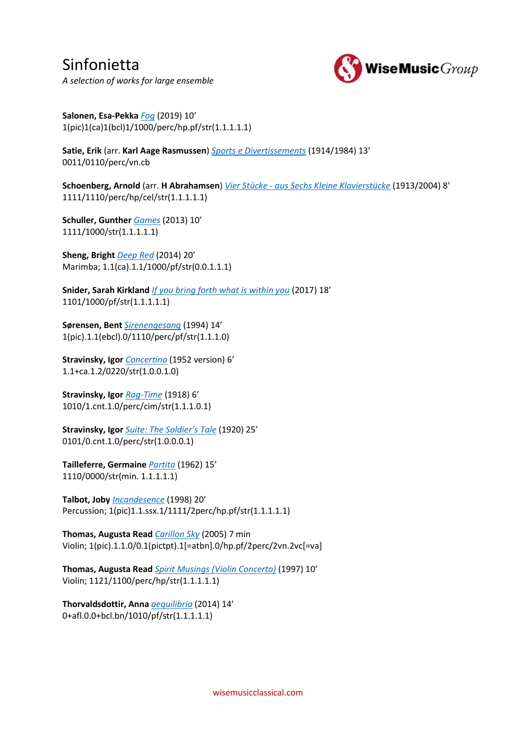# Sinfonietta

*A selection of works for large ensemble*

**Salonen, Esa-Pekka** *Fog* (2019) 10'
1(pic)1(ca)1(bcl)1/1000/perc/hp.pf/str(1.1.1.1.1)

**Satie, Erik** (arr. **Karl Aage Rasmussen**) *Sports e Divertissements* (1914/1984) 13'
0011/0110/perc/vn.cb

**Schoenberg, Arnold** (arr. **H Abrahamsen**) *Vier Stücke - aus Sechs Kleine Klavierstücke* (1913/2004) 8'
1111/1110/perc/hp/cel/str(1.1.1.1.1)

**Schuller, Gunther** *Games* (2013) 10'
1111/1000/str(1.1.1.1.1)

**Sheng, Bright** *Deep Red* (2014) 20'
Marimba; 1.1(ca).1.1/1000/pf/str(0.0.1.1.1)

**Snider, Sarah Kirkland** *If you bring forth what is within you* (2017) 18'
1101/1000/pf/str(1.1.1.1.1)

**Sørensen, Bent** *Sirenengesang* (1994) 14'
1(pic).1.1(ebcl).0/1110/perc/pf/str(1.1.1.0)

**Stravinsky, Igor** *Concertino* (1952 version) 6'
1.1+ca.1.2/0220/str(1.0.0.1.0)

**Stravinsky, Igor** *Rag-Time* (1918) 6'
1010/1.cnt.1.0/perc/cim/str(1.1.1.0.1)

**Stravinsky, Igor** *Suite: The Soldier's Tale* (1920) 25'
0101/0.cnt.1.0/perc/str(1.0.0.0.1)

**Tailleferre, Germaine** *Partita* (1962) 15'
1110/0000/str(min. 1.1.1.1.1)

**Talbot, Joby** *Incandesence* (1998) 20'
Percussion; 1(pic)1.1.ssx.1/1111/2perc/hp.pf/str(1.1.1.1.1)

**Thomas, Augusta Read** *Carillon Sky* (2005) 7 min
Violin; 1(pic).1.1.0/0.1(pictpt).1[=atbn].0/hp.pf/2perc/2vn.2vc[=va]

**Thomas, Augusta Read** *Spirit Musings (Violin Concerto)* (1997) 10'
Violin; 1121/1100/perc/hp/str(1.1.1.1.1)

**Thorvaldsdottir, Anna** *aequilibria* (2014) 14'
0+afl.0.0+bcl.bn/1010/pf/str(1.1.1.1.1)

wisemusicclassical.com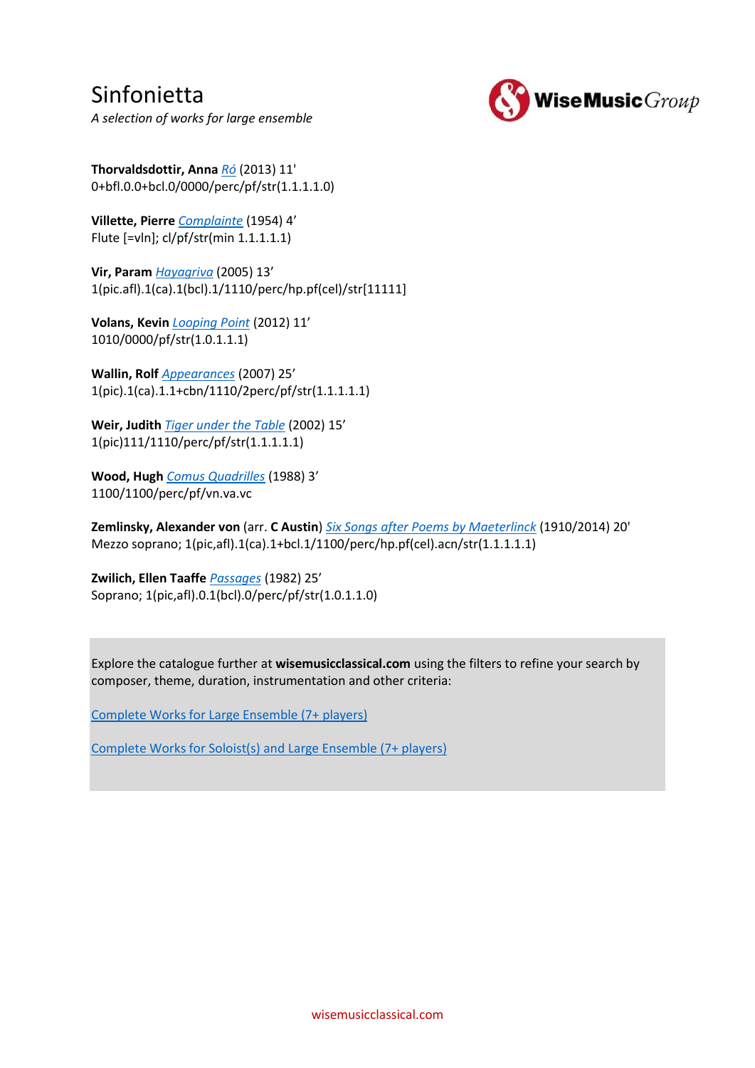# Sinfonietta

*A selection of works for large ensemble*

**Thorvaldsdottir, Anna** *Ró* (2013) 11'
0+bfl.0.0+bcl.0/0000/perc/pf/str(1.1.1.1.0)

**Villette, Pierre** *Complainte* (1954) 4'
Flute [=vln]; cl/pf/str(min 1.1.1.1.1)

**Vir, Param** *Hayagriva* (2005) 13'
1(pic.afl).1(ca).1(bcl).1/1110/perc/hp.pf(cel)/str[11111]

**Volans, Kevin** *Looping Point* (2012) 11'
1010/0000/pf/str(1.0.1.1.1)

**Wallin, Rolf** *Appearances* (2007) 25'
1(pic).1(ca).1.1+cbn/1110/2perc/pf/str(1.1.1.1.1)

**Weir, Judith** *Tiger under the Table* (2002) 15'
1(pic)111/1110/perc/pf/str(1.1.1.1.1)

**Wood, Hugh** *Comus Quadrilles* (1988) 3'
1100/1100/perc/pf/vn.va.vc

**Zemlinsky, Alexander von** (arr. **C Austin**) *Six Songs after Poems by Maeterlinck* (1910/2014) 20'
Mezzo soprano; 1(pic,afl).1(ca).1+bcl.1/1100/perc/hp.pf(cel).acn/str(1.1.1.1.1)

**Zwilich, Ellen Taaffe** *Passages* (1982) 25'
Soprano; 1(pic,afl).0.1(bcl).0/perc/pf/str(1.0.1.1.0)

Explore the catalogue further at **wisemusicclassical.com** using the filters to refine your search by composer, theme, duration, instrumentation and other criteria:

Complete Works for Large Ensemble (7+ players)

Complete Works for Soloist(s) and Large Ensemble (7+ players)